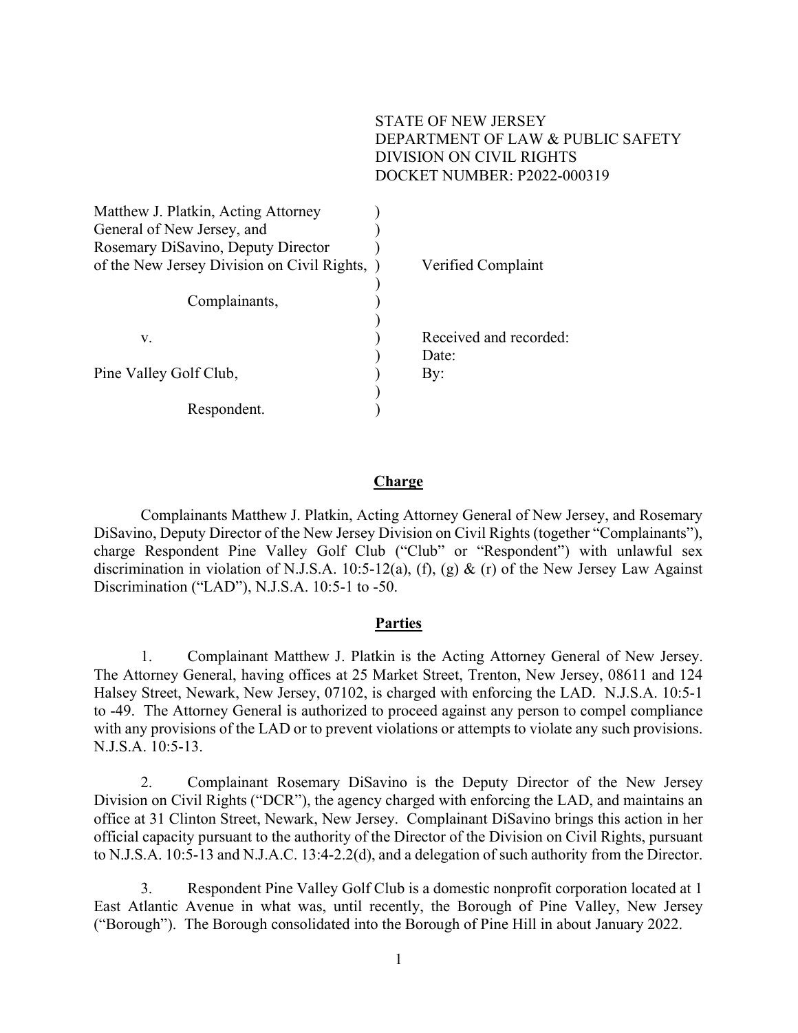STATE OF NEW JERSEY
DEPARTMENT OF LAW & PUBLIC SAFETY
DIVISION ON CIVIL RIGHTS
DOCKET NUMBER: P2022-000319

| | |
|---|---|
| Matthew J. Platkin, Acting Attorney General of New Jersey, and Rosemary DiSavino, Deputy Director of the New Jersey Division on Civil Rights, | Verified Complaint |
| Complainants, | |
| v. | Received and recorded: |
| | Date: |
| Pine Valley Golf Club, | By: |
| Respondent. | |

## Charge

Complainants Matthew J. Platkin, Acting Attorney General of New Jersey, and Rosemary DiSavino, Deputy Director of the New Jersey Division on Civil Rights (together "Complainants"), charge Respondent Pine Valley Golf Club ("Club" or "Respondent") with unlawful sex discrimination in violation of N.J.S.A. 10:5-12(a), (f), (g) & (r) of the New Jersey Law Against Discrimination ("LAD"), N.J.S.A. 10:5-1 to -50.

## Parties

1. Complainant Matthew J. Platkin is the Acting Attorney General of New Jersey. The Attorney General, having offices at 25 Market Street, Trenton, New Jersey, 08611 and 124 Halsey Street, Newark, New Jersey, 07102, is charged with enforcing the LAD. N.J.S.A. 10:5-1 to -49. The Attorney General is authorized to proceed against any person to compel compliance with any provisions of the LAD or to prevent violations or attempts to violate any such provisions. N.J.S.A. 10:5-13.

2. Complainant Rosemary DiSavino is the Deputy Director of the New Jersey Division on Civil Rights ("DCR"), the agency charged with enforcing the LAD, and maintains an office at 31 Clinton Street, Newark, New Jersey. Complainant DiSavino brings this action in her official capacity pursuant to the authority of the Director of the Division on Civil Rights, pursuant to N.J.S.A. 10:5-13 and N.J.A.C. 13:4-2.2(d), and a delegation of such authority from the Director.

3. Respondent Pine Valley Golf Club is a domestic nonprofit corporation located at 1 East Atlantic Avenue in what was, until recently, the Borough of Pine Valley, New Jersey ("Borough"). The Borough consolidated into the Borough of Pine Hill in about January 2022.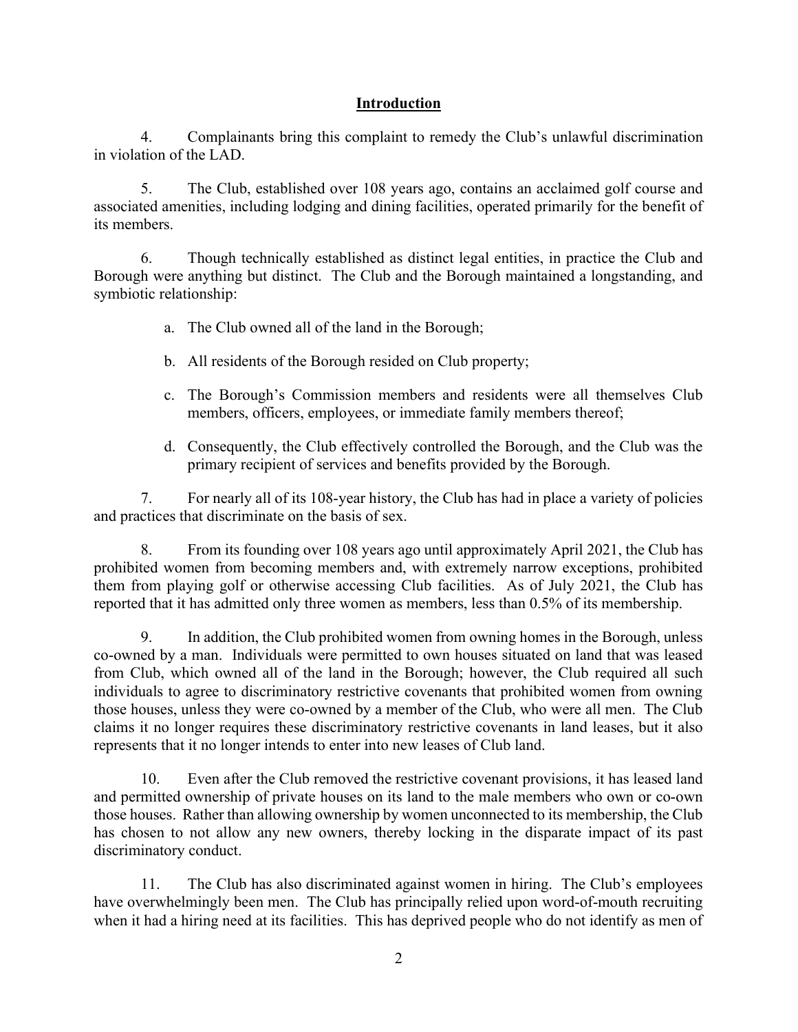## Introduction

4. Complainants bring this complaint to remedy the Club's unlawful discrimination in violation of the LAD.

5. The Club, established over 108 years ago, contains an acclaimed golf course and associated amenities, including lodging and dining facilities, operated primarily for the benefit of its members.

6. Though technically established as distinct legal entities, in practice the Club and Borough were anything but distinct. The Club and the Borough maintained a longstanding, and symbiotic relationship:

   a. The Club owned all of the land in the Borough;

   b. All residents of the Borough resided on Club property;

   c. The Borough's Commission members and residents were all themselves Club members, officers, employees, or immediate family members thereof;

   d. Consequently, the Club effectively controlled the Borough, and the Club was the primary recipient of services and benefits provided by the Borough.

7. For nearly all of its 108-year history, the Club has had in place a variety of policies and practices that discriminate on the basis of sex.

8. From its founding over 108 years ago until approximately April 2021, the Club has prohibited women from becoming members and, with extremely narrow exceptions, prohibited them from playing golf or otherwise accessing Club facilities. As of July 2021, the Club has reported that it has admitted only three women as members, less than 0.5% of its membership.

9. In addition, the Club prohibited women from owning homes in the Borough, unless co-owned by a man. Individuals were permitted to own houses situated on land that was leased from Club, which owned all of the land in the Borough; however, the Club required all such individuals to agree to discriminatory restrictive covenants that prohibited women from owning those houses, unless they were co-owned by a member of the Club, who were all men. The Club claims it no longer requires these discriminatory restrictive covenants in land leases, but it also represents that it no longer intends to enter into new leases of Club land.

10. Even after the Club removed the restrictive covenant provisions, it has leased land and permitted ownership of private houses on its land to the male members who own or co-own those houses. Rather than allowing ownership by women unconnected to its membership, the Club has chosen to not allow any new owners, thereby locking in the disparate impact of its past discriminatory conduct.

11. The Club has also discriminated against women in hiring. The Club's employees have overwhelmingly been men. The Club has principally relied upon word-of-mouth recruiting when it had a hiring need at its facilities. This has deprived people who do not identify as men of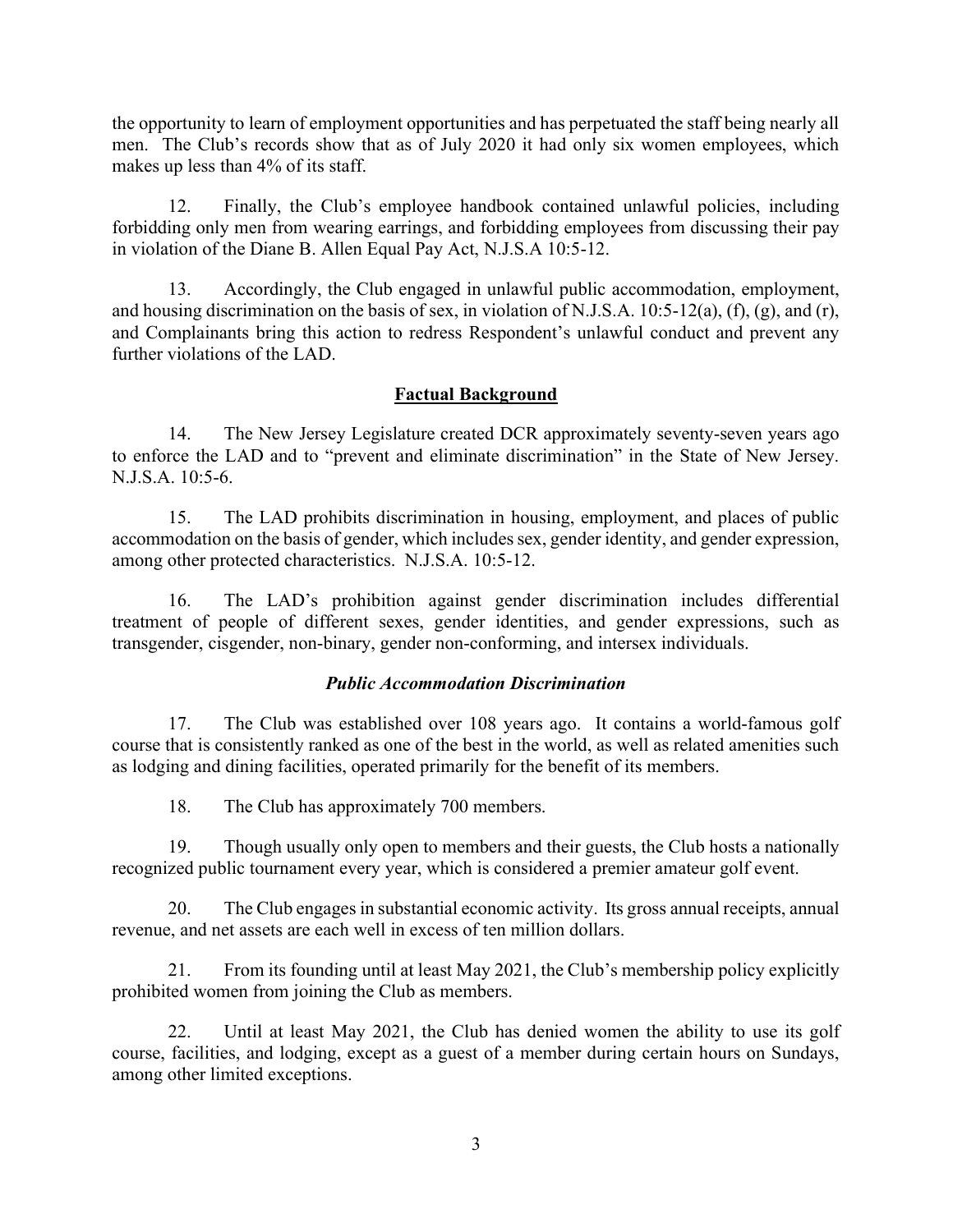the opportunity to learn of employment opportunities and has perpetuated the staff being nearly all men. The Club's records show that as of July 2020 it had only six women employees, which makes up less than 4% of its staff.

12. Finally, the Club's employee handbook contained unlawful policies, including forbidding only men from wearing earrings, and forbidding employees from discussing their pay in violation of the Diane B. Allen Equal Pay Act, N.J.S.A 10:5-12.

13. Accordingly, the Club engaged in unlawful public accommodation, employment, and housing discrimination on the basis of sex, in violation of N.J.S.A. 10:5-12(a), (f), (g), and (r), and Complainants bring this action to redress Respondent's unlawful conduct and prevent any further violations of the LAD.

## Factual Background

14. The New Jersey Legislature created DCR approximately seventy-seven years ago to enforce the LAD and to "prevent and eliminate discrimination" in the State of New Jersey. N.J.S.A. 10:5-6.

15. The LAD prohibits discrimination in housing, employment, and places of public accommodation on the basis of gender, which includes sex, gender identity, and gender expression, among other protected characteristics. N.J.S.A. 10:5-12.

16. The LAD's prohibition against gender discrimination includes differential treatment of people of different sexes, gender identities, and gender expressions, such as transgender, cisgender, non-binary, gender non-conforming, and intersex individuals.

### *Public Accommodation Discrimination*

17. The Club was established over 108 years ago. It contains a world-famous golf course that is consistently ranked as one of the best in the world, as well as related amenities such as lodging and dining facilities, operated primarily for the benefit of its members.

18. The Club has approximately 700 members.

19. Though usually only open to members and their guests, the Club hosts a nationally recognized public tournament every year, which is considered a premier amateur golf event.

20. The Club engages in substantial economic activity. Its gross annual receipts, annual revenue, and net assets are each well in excess of ten million dollars.

21. From its founding until at least May 2021, the Club's membership policy explicitly prohibited women from joining the Club as members.

22. Until at least May 2021, the Club has denied women the ability to use its golf course, facilities, and lodging, except as a guest of a member during certain hours on Sundays, among other limited exceptions.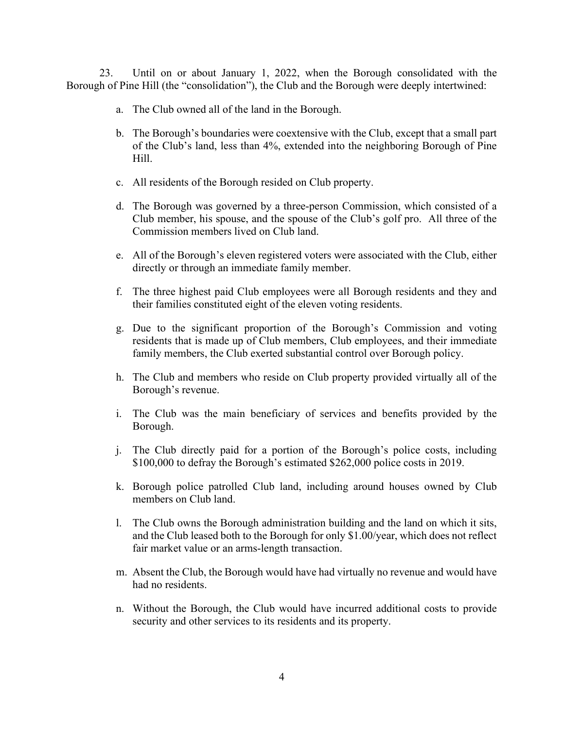23. Until on or about January 1, 2022, when the Borough consolidated with the Borough of Pine Hill (the "consolidation"), the Club and the Borough were deeply intertwined:

a. The Club owned all of the land in the Borough.

b. The Borough's boundaries were coextensive with the Club, except that a small part of the Club's land, less than 4%, extended into the neighboring Borough of Pine Hill.

c. All residents of the Borough resided on Club property.

d. The Borough was governed by a three-person Commission, which consisted of a Club member, his spouse, and the spouse of the Club's golf pro. All three of the Commission members lived on Club land.

e. All of the Borough's eleven registered voters were associated with the Club, either directly or through an immediate family member.

f. The three highest paid Club employees were all Borough residents and they and their families constituted eight of the eleven voting residents.

g. Due to the significant proportion of the Borough's Commission and voting residents that is made up of Club members, Club employees, and their immediate family members, the Club exerted substantial control over Borough policy.

h. The Club and members who reside on Club property provided virtually all of the Borough's revenue.

i. The Club was the main beneficiary of services and benefits provided by the Borough.

j. The Club directly paid for a portion of the Borough's police costs, including $100,000 to defray the Borough's estimated $262,000 police costs in 2019.

k. Borough police patrolled Club land, including around houses owned by Club members on Club land.

l. The Club owns the Borough administration building and the land on which it sits, and the Club leased both to the Borough for only $1.00/year, which does not reflect fair market value or an arms-length transaction.

m. Absent the Club, the Borough would have had virtually no revenue and would have had no residents.

n. Without the Borough, the Club would have incurred additional costs to provide security and other services to its residents and its property.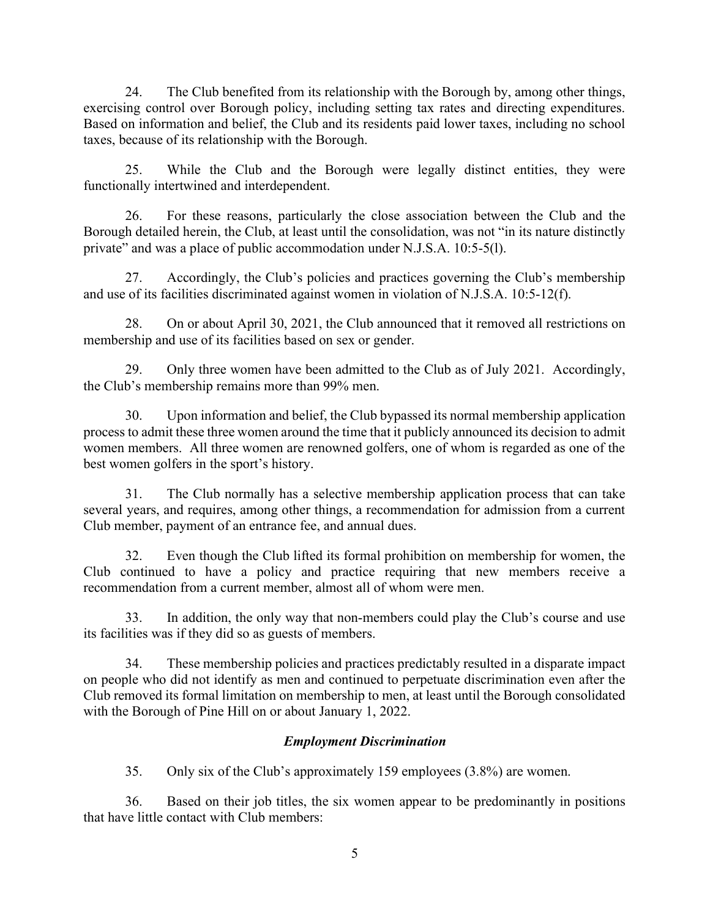24. The Club benefited from its relationship with the Borough by, among other things, exercising control over Borough policy, including setting tax rates and directing expenditures. Based on information and belief, the Club and its residents paid lower taxes, including no school taxes, because of its relationship with the Borough.

25. While the Club and the Borough were legally distinct entities, they were functionally intertwined and interdependent.

26. For these reasons, particularly the close association between the Club and the Borough detailed herein, the Club, at least until the consolidation, was not "in its nature distinctly private" and was a place of public accommodation under N.J.S.A. 10:5-5(l).

27. Accordingly, the Club's policies and practices governing the Club's membership and use of its facilities discriminated against women in violation of N.J.S.A. 10:5-12(f).

28. On or about April 30, 2021, the Club announced that it removed all restrictions on membership and use of its facilities based on sex or gender.

29. Only three women have been admitted to the Club as of July 2021. Accordingly, the Club's membership remains more than 99% men.

30. Upon information and belief, the Club bypassed its normal membership application process to admit these three women around the time that it publicly announced its decision to admit women members. All three women are renowned golfers, one of whom is regarded as one of the best women golfers in the sport's history.

31. The Club normally has a selective membership application process that can take several years, and requires, among other things, a recommendation for admission from a current Club member, payment of an entrance fee, and annual dues.

32. Even though the Club lifted its formal prohibition on membership for women, the Club continued to have a policy and practice requiring that new members receive a recommendation from a current member, almost all of whom were men.

33. In addition, the only way that non-members could play the Club's course and use its facilities was if they did so as guests of members.

34. These membership policies and practices predictably resulted in a disparate impact on people who did not identify as men and continued to perpetuate discrimination even after the Club removed its formal limitation on membership to men, at least until the Borough consolidated with the Borough of Pine Hill on or about January 1, 2022.

### *Employment Discrimination*

35. Only six of the Club's approximately 159 employees (3.8%) are women.

36. Based on their job titles, the six women appear to be predominantly in positions that have little contact with Club members: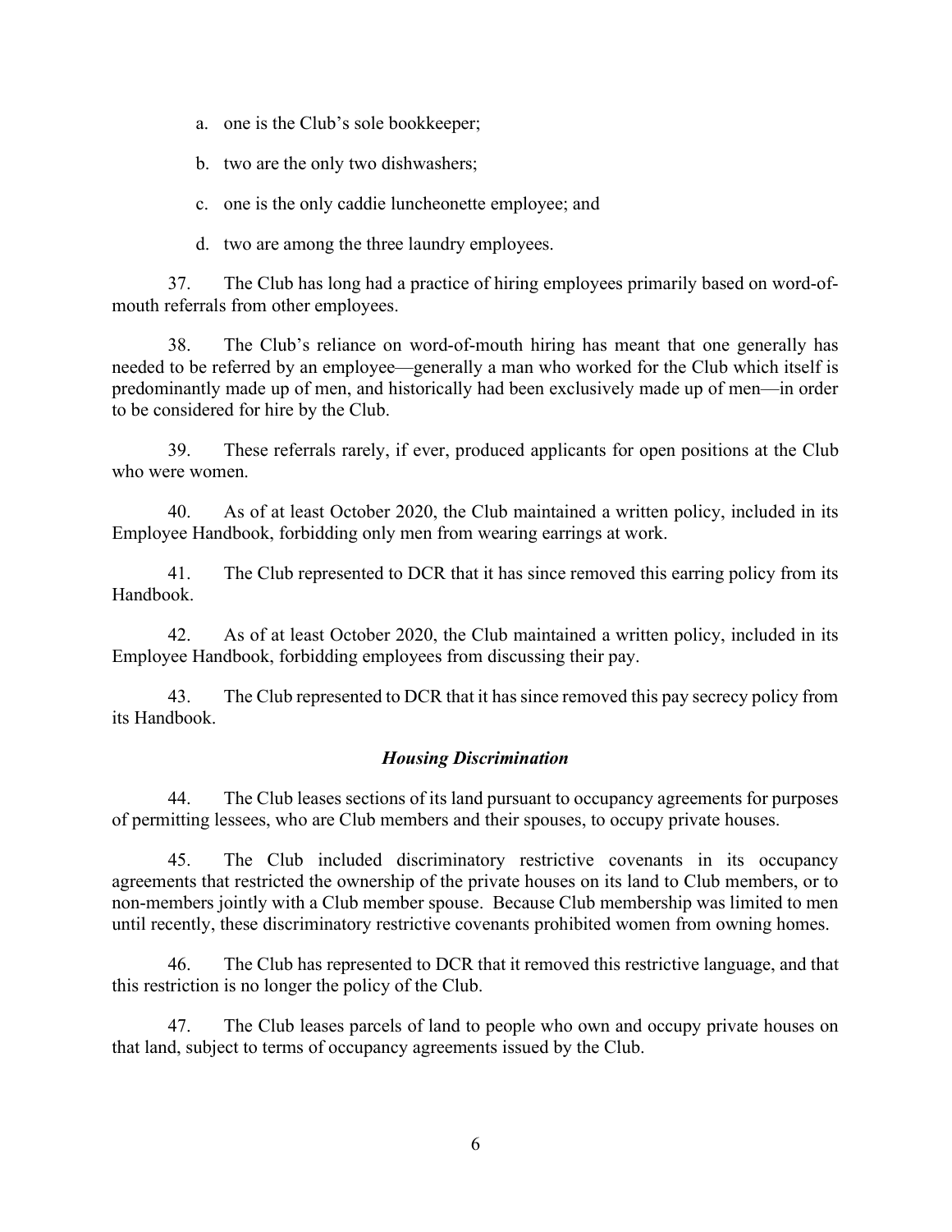a. one is the Club's sole bookkeeper;

b. two are the only two dishwashers;

c. one is the only caddie luncheonette employee; and

d. two are among the three laundry employees.

37. The Club has long had a practice of hiring employees primarily based on word-of-mouth referrals from other employees.

38. The Club's reliance on word-of-mouth hiring has meant that one generally has needed to be referred by an employee—generally a man who worked for the Club which itself is predominantly made up of men, and historically had been exclusively made up of men—in order to be considered for hire by the Club.

39. These referrals rarely, if ever, produced applicants for open positions at the Club who were women.

40. As of at least October 2020, the Club maintained a written policy, included in its Employee Handbook, forbidding only men from wearing earrings at work.

41. The Club represented to DCR that it has since removed this earring policy from its Handbook.

42. As of at least October 2020, the Club maintained a written policy, included in its Employee Handbook, forbidding employees from discussing their pay.

43. The Club represented to DCR that it has since removed this pay secrecy policy from its Handbook.

### *Housing Discrimination*

44. The Club leases sections of its land pursuant to occupancy agreements for purposes of permitting lessees, who are Club members and their spouses, to occupy private houses.

45. The Club included discriminatory restrictive covenants in its occupancy agreements that restricted the ownership of the private houses on its land to Club members, or to non-members jointly with a Club member spouse. Because Club membership was limited to men until recently, these discriminatory restrictive covenants prohibited women from owning homes.

46. The Club has represented to DCR that it removed this restrictive language, and that this restriction is no longer the policy of the Club.

47. The Club leases parcels of land to people who own and occupy private houses on that land, subject to terms of occupancy agreements issued by the Club.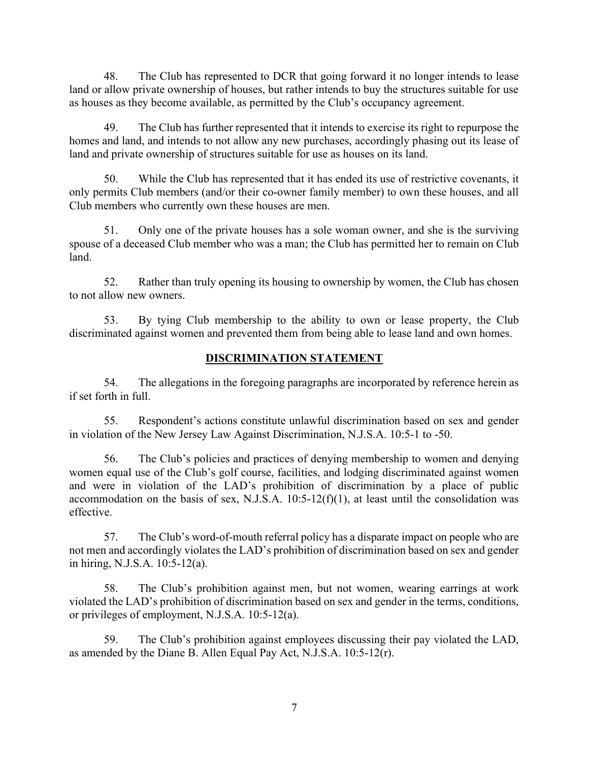48. The Club has represented to DCR that going forward it no longer intends to lease land or allow private ownership of houses, but rather intends to buy the structures suitable for use as houses as they become available, as permitted by the Club's occupancy agreement.

49. The Club has further represented that it intends to exercise its right to repurpose the homes and land, and intends to not allow any new purchases, accordingly phasing out its lease of land and private ownership of structures suitable for use as houses on its land.

50. While the Club has represented that it has ended its use of restrictive covenants, it only permits Club members (and/or their co-owner family member) to own these houses, and all Club members who currently own these houses are men.

51. Only one of the private houses has a sole woman owner, and she is the surviving spouse of a deceased Club member who was a man; the Club has permitted her to remain on Club land.

52. Rather than truly opening its housing to ownership by women, the Club has chosen to not allow new owners.

53. By tying Club membership to the ability to own or lease property, the Club discriminated against women and prevented them from being able to lease land and own homes.

## DISCRIMINATION STATEMENT

54. The allegations in the foregoing paragraphs are incorporated by reference herein as if set forth in full.

55. Respondent's actions constitute unlawful discrimination based on sex and gender in violation of the New Jersey Law Against Discrimination, N.J.S.A. 10:5-1 to -50.

56. The Club's policies and practices of denying membership to women and denying women equal use of the Club's golf course, facilities, and lodging discriminated against women and were in violation of the LAD's prohibition of discrimination by a place of public accommodation on the basis of sex, N.J.S.A. 10:5-12(f)(1), at least until the consolidation was effective.

57. The Club's word-of-mouth referral policy has a disparate impact on people who are not men and accordingly violates the LAD's prohibition of discrimination based on sex and gender in hiring, N.J.S.A. 10:5-12(a).

58. The Club's prohibition against men, but not women, wearing earrings at work violated the LAD's prohibition of discrimination based on sex and gender in the terms, conditions, or privileges of employment, N.J.S.A. 10:5-12(a).

59. The Club's prohibition against employees discussing their pay violated the LAD, as amended by the Diane B. Allen Equal Pay Act, N.J.S.A. 10:5-12(r).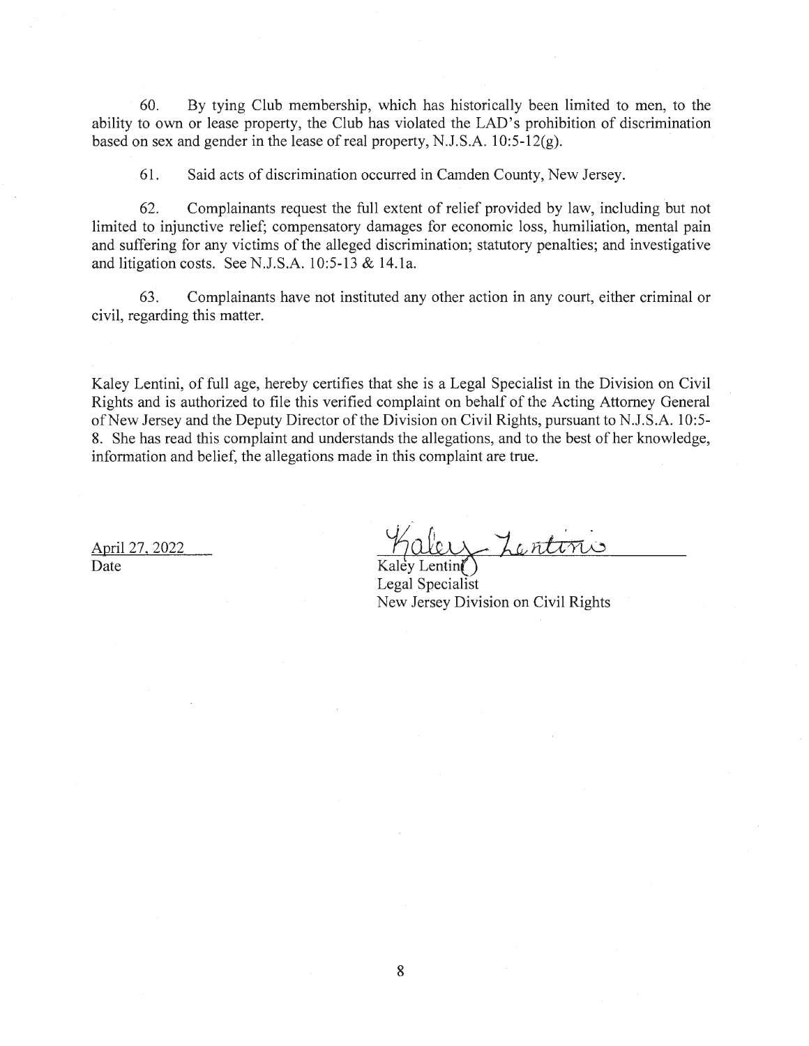60. By tying Club membership, which has historically been limited to men, to the ability to own or lease property, the Club has violated the LAD's prohibition of discrimination based on sex and gender in the lease of real property, N.J.S.A. 10:5-12(g).

61. Said acts of discrimination occurred in Camden County, New Jersey.

62. Complainants request the full extent of relief provided by law, including but not limited to injunctive relief; compensatory damages for economic loss, humiliation, mental pain and suffering for any victims of the alleged discrimination; statutory penalties; and investigative and litigation costs. See N.J.S.A. 10:5-13 & 14.1a.

63. Complainants have not instituted any other action in any court, either criminal or civil, regarding this matter.

Kaley Lentini, of full age, hereby certifies that she is a Legal Specialist in the Division on Civil Rights and is authorized to file this verified complaint on behalf of the Acting Attorney General of New Jersey and the Deputy Director of the Division on Civil Rights, pursuant to N.J.S.A. 10:5-8. She has read this complaint and understands the allegations, and to the best of her knowledge, information and belief, the allegations made in this complaint are true.

April 27, 2022
Date

Kaley Lentini
Kaley Lentini
Legal Specialist
New Jersey Division on Civil Rights